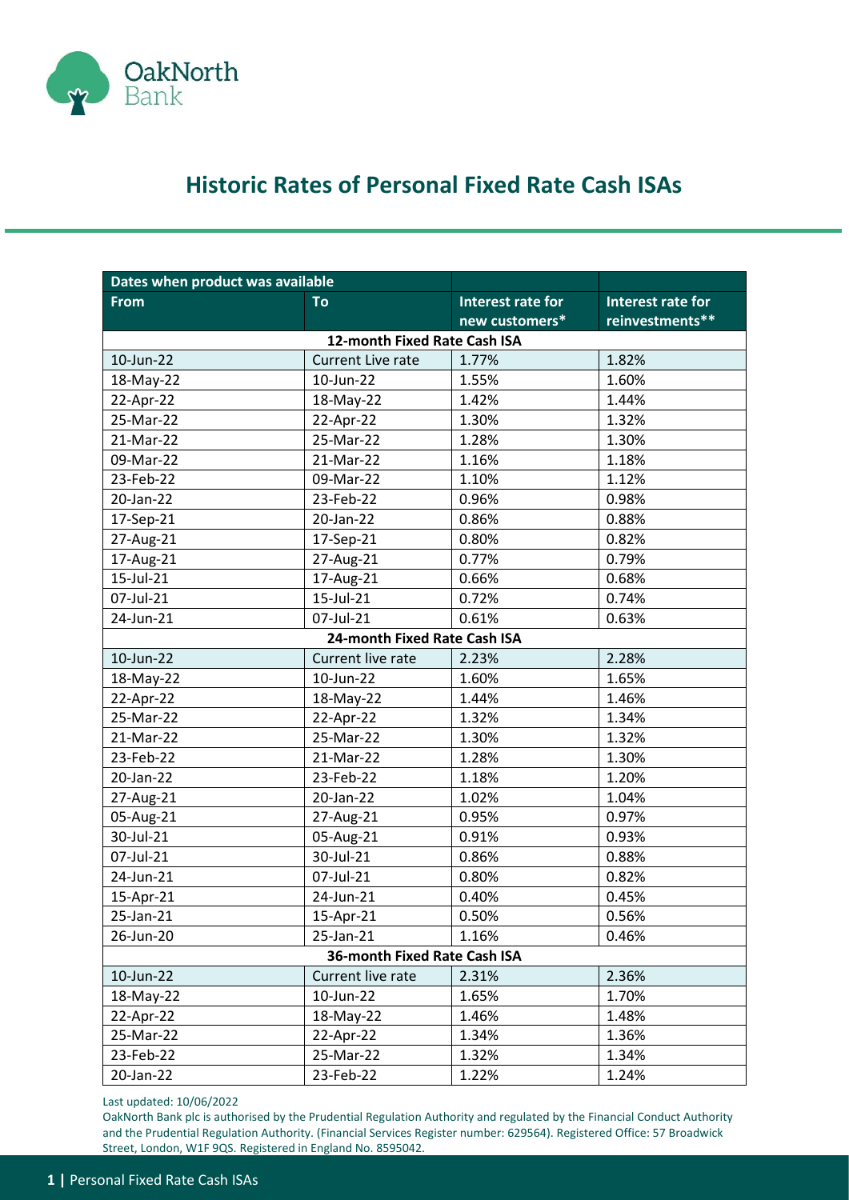# Historic Rates of Personal Fixed Rate Cash ISAs

| Dates when product was available | | | |
|---|---|---|---|
| **From** | **To** | **Interest rate for new customers*** | **Interest rate for reinvestments**** |
| **12-month Fixed Rate Cash ISA** | | | |
| 10-Jun-22 | Current Live rate | 1.77% | 1.82% |
| 18-May-22 | 10-Jun-22 | 1.55% | 1.60% |
| 22-Apr-22 | 18-May-22 | 1.42% | 1.44% |
| 25-Mar-22 | 22-Apr-22 | 1.30% | 1.32% |
| 21-Mar-22 | 25-Mar-22 | 1.28% | 1.30% |
| 09-Mar-22 | 21-Mar-22 | 1.16% | 1.18% |
| 23-Feb-22 | 09-Mar-22 | 1.10% | 1.12% |
| 20-Jan-22 | 23-Feb-22 | 0.96% | 0.98% |
| 17-Sep-21 | 20-Jan-22 | 0.86% | 0.88% |
| 27-Aug-21 | 17-Sep-21 | 0.80% | 0.82% |
| 17-Aug-21 | 27-Aug-21 | 0.77% | 0.79% |
| 15-Jul-21 | 17-Aug-21 | 0.66% | 0.68% |
| 07-Jul-21 | 15-Jul-21 | 0.72% | 0.74% |
| 24-Jun-21 | 07-Jul-21 | 0.61% | 0.63% |
| **24-month Fixed Rate Cash ISA** | | | |
| 10-Jun-22 | Current live rate | 2.23% | 2.28% |
| 18-May-22 | 10-Jun-22 | 1.60% | 1.65% |
| 22-Apr-22 | 18-May-22 | 1.44% | 1.46% |
| 25-Mar-22 | 22-Apr-22 | 1.32% | 1.34% |
| 21-Mar-22 | 25-Mar-22 | 1.30% | 1.32% |
| 23-Feb-22 | 21-Mar-22 | 1.28% | 1.30% |
| 20-Jan-22 | 23-Feb-22 | 1.18% | 1.20% |
| 27-Aug-21 | 20-Jan-22 | 1.02% | 1.04% |
| 05-Aug-21 | 27-Aug-21 | 0.95% | 0.97% |
| 30-Jul-21 | 05-Aug-21 | 0.91% | 0.93% |
| 07-Jul-21 | 30-Jul-21 | 0.86% | 0.88% |
| 24-Jun-21 | 07-Jul-21 | 0.80% | 0.82% |
| 15-Apr-21 | 24-Jun-21 | 0.40% | 0.45% |
| 25-Jan-21 | 15-Apr-21 | 0.50% | 0.56% |
| 26-Jun-20 | 25-Jan-21 | 1.16% | 0.46% |
| **36-month Fixed Rate Cash ISA** | | | |
| 10-Jun-22 | Current live rate | 2.31% | 2.36% |
| 18-May-22 | 10-Jun-22 | 1.65% | 1.70% |
| 22-Apr-22 | 18-May-22 | 1.46% | 1.48% |
| 25-Mar-22 | 22-Apr-22 | 1.34% | 1.36% |
| 23-Feb-22 | 25-Mar-22 | 1.32% | 1.34% |
| 20-Jan-22 | 23-Feb-22 | 1.22% | 1.24% |

Last updated: 10/06/2022

OakNorth Bank plc is authorised by the Prudential Regulation Authority and regulated by the Financial Conduct Authority and the Prudential Regulation Authority. (Financial Services Register number: 629564). Registered Office: 57 Broadwick Street, London, W1F 9QS. Registered in England No. 8595042.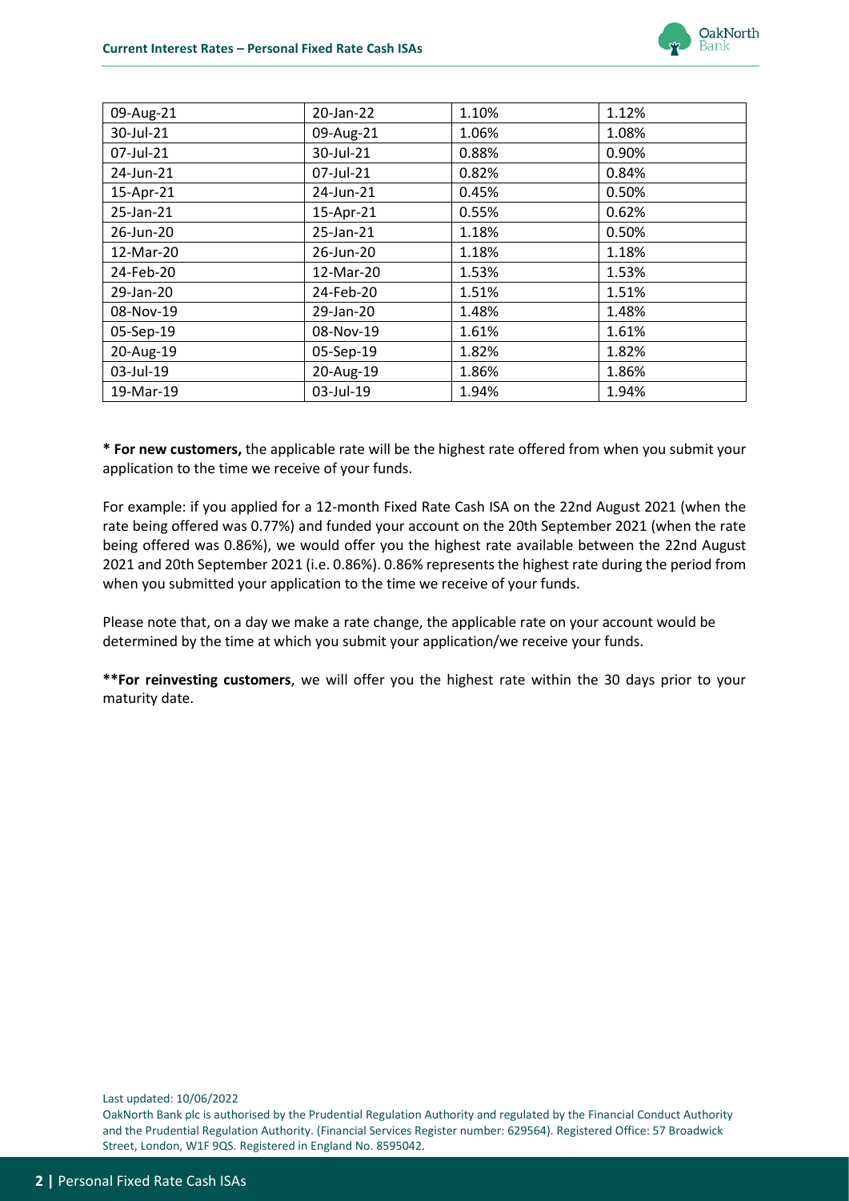| | | | |
|---|---|---|---|
| 09-Aug-21 | 20-Jan-22 | 1.10% | 1.12% |
| 30-Jul-21 | 09-Aug-21 | 1.06% | 1.08% |
| 07-Jul-21 | 30-Jul-21 | 0.88% | 0.90% |
| 24-Jun-21 | 07-Jul-21 | 0.82% | 0.84% |
| 15-Apr-21 | 24-Jun-21 | 0.45% | 0.50% |
| 25-Jan-21 | 15-Apr-21 | 0.55% | 0.62% |
| 26-Jun-20 | 25-Jan-21 | 1.18% | 0.50% |
| 12-Mar-20 | 26-Jun-20 | 1.18% | 1.18% |
| 24-Feb-20 | 12-Mar-20 | 1.53% | 1.53% |
| 29-Jan-20 | 24-Feb-20 | 1.51% | 1.51% |
| 08-Nov-19 | 29-Jan-20 | 1.48% | 1.48% |
| 05-Sep-19 | 08-Nov-19 | 1.61% | 1.61% |
| 20-Aug-19 | 05-Sep-19 | 1.82% | 1.82% |
| 03-Jul-19 | 20-Aug-19 | 1.86% | 1.86% |
| 19-Mar-19 | 03-Jul-19 | 1.94% | 1.94% |

**\* For new customers,** the applicable rate will be the highest rate offered from when you submit your application to the time we receive of your funds.

For example: if you applied for a 12-month Fixed Rate Cash ISA on the 22nd August 2021 (when the rate being offered was 0.77%) and funded your account on the 20th September 2021 (when the rate being offered was 0.86%), we would offer you the highest rate available between the 22nd August 2021 and 20th September 2021 (i.e. 0.86%). 0.86% represents the highest rate during the period from when you submitted your application to the time we receive of your funds.

Please note that, on a day we make a rate change, the applicable rate on your account would be determined by the time at which you submit your application/we receive your funds.

**\*\*For reinvesting customers**, we will offer you the highest rate within the 30 days prior to your maturity date.

Last updated: 10/06/2022

OakNorth Bank plc is authorised by the Prudential Regulation Authority and regulated by the Financial Conduct Authority and the Prudential Regulation Authority. (Financial Services Register number: 629564). Registered Office: 57 Broadwick Street, London, W1F 9QS. Registered in England No. 8595042.